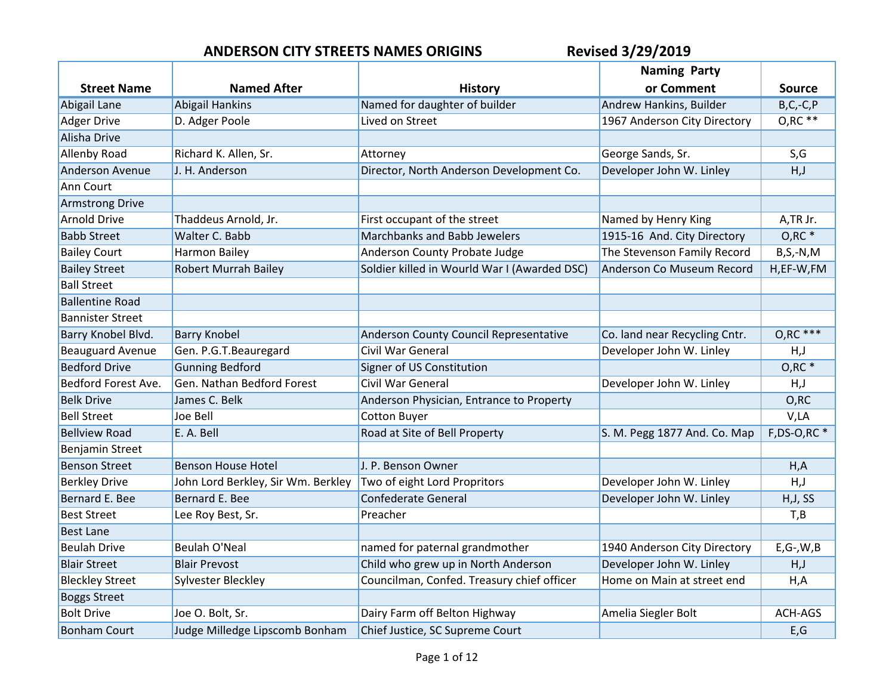# ANDERSON CITY STREETS NAMES ORIGINS

**Revised 3/29/2019**

| Street Name | Named After | History | Naming Party or Comment | Source |
|---|---|---|---|---|
| Abigail Lane | Abigail Hankins | Named for daughter of builder | Andrew Hankins, Builder | B,C,-C,P |
| Adger Drive | D. Adger Poole | Lived on Street | 1967 Anderson City Directory | O,RC ** |
| Alisha Drive | | | | |
| Allenby Road | Richard K. Allen, Sr. | Attorney | George Sands, Sr. | S,G |
| Anderson Avenue | J. H. Anderson | Director, North Anderson Development Co. | Developer John W. Linley | H,J |
| Ann Court | | | | |
| Armstrong Drive | | | | |
| Arnold Drive | Thaddeus Arnold, Jr. | First occupant of the street | Named by Henry King | A,TR Jr. |
| Babb Street | Walter C. Babb | Marchbanks and Babb Jewelers | 1915-16 And. City Directory | O,RC * |
| Bailey Court | Harmon Bailey | Anderson County Probate Judge | The Stevenson Family Record | B,S,-N,M |
| Bailey Street | Robert Murrah Bailey | Soldier killed in Wourld War I (Awarded DSC) | Anderson Co Museum Record | H,EF-W,FM |
| Ball Street | | | | |
| Ballentine Road | | | | |
| Bannister Street | | | | |
| Barry Knobel Blvd. | Barry Knobel | Anderson County Council Representative | Co. land near Recycling Cntr. | O,RC *** |
| Beauguard Avenue | Gen. P.G.T.Beauregard | Civil War General | Developer John W. Linley | H,J |
| Bedford Drive | Gunning Bedford | Signer of US Constitution | | O,RC * |
| Bedford Forest Ave. | Gen. Nathan Bedford Forest | Civil War General | Developer John W. Linley | H,J |
| Belk Drive | James C. Belk | Anderson Physician, Entrance to Property | | O,RC |
| Bell Street | Joe Bell | Cotton Buyer | | V,LA |
| Bellview Road | E. A. Bell | Road at Site of Bell Property | S. M. Pegg 1877 And. Co. Map | F,DS-O,RC * |
| Benjamin Street | | | | |
| Benson Street | Benson House Hotel | J. P. Benson Owner | | H,A |
| Berkley Drive | John Lord Berkley, Sir Wm. Berkley | Two of eight Lord Propritors | Developer John W. Linley | H,J |
| Bernard E. Bee | Bernard E. Bee | Confederate General | Developer John W. Linley | H,J, SS |
| Best Street | Lee Roy Best, Sr. | Preacher | | T,B |
| Best Lane | | | | |
| Beulah Drive | Beulah O'Neal | named for paternal grandmother | 1940 Anderson City Directory | E,G-,W,B |
| Blair Street | Blair Prevost | Child who grew up in North Anderson | Developer John W. Linley | H,J |
| Bleckley Street | Sylvester Bleckley | Councilman, Confed. Treasury chief officer | Home on Main at street end | H,A |
| Boggs Street | | | | |
| Bolt Drive | Joe O. Bolt, Sr. | Dairy Farm off Belton Highway | Amelia Siegler Bolt | ACH-AGS |
| Bonham Court | Judge Milledge Lipscomb Bonham | Chief Justice, SC Supreme Court | | E,G |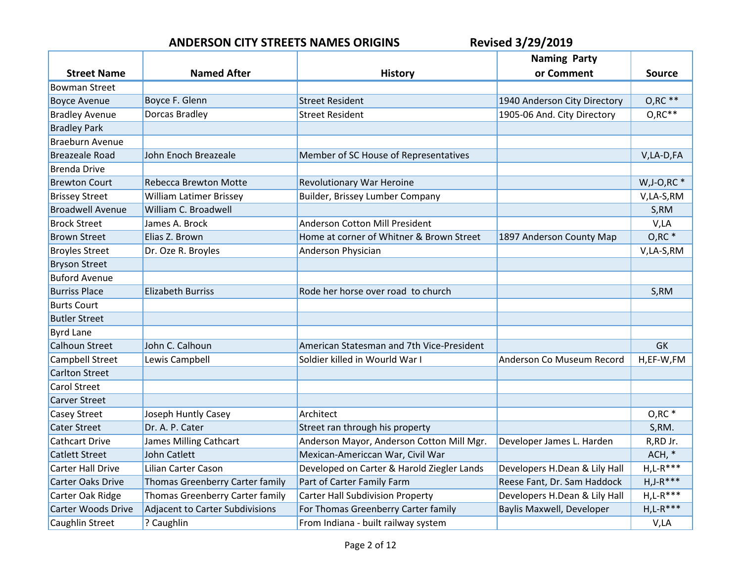## ANDERSON CITY STREETS NAMES ORIGINS    Revised 3/29/2019

| Street Name | Named After | History | Naming Party or Comment | Source |
|---|---|---|---|---|
| Bowman Street | | | | |
| Boyce Avenue | Boyce F. Glenn | Street Resident | 1940 Anderson City Directory | O,RC ** |
| Bradley Avenue | Dorcas Bradley | Street Resident | 1905-06 And. City Directory | O,RC** |
| Bradley Park | | | | |
| Braeburn Avenue | | | | |
| Breazeale Road | John Enoch Breazeale | Member of SC House of Representatives | | V,LA-D,FA |
| Brenda Drive | | | | |
| Brewton Court | Rebecca Brewton Motte | Revolutionary War Heroine | | W,J-O,RC * |
| Brissey Street | William Latimer Brissey | Builder, Brissey Lumber Company | | V,LA-S,RM |
| Broadwell Avenue | William C. Broadwell | | | S,RM |
| Brock Street | James A. Brock | Anderson Cotton Mill President | | V,LA |
| Brown Street | Elias Z. Brown | Home at corner of Whitner & Brown Street | 1897 Anderson County Map | O,RC * |
| Broyles Street | Dr. Oze R. Broyles | Anderson Physician | | V,LA-S,RM |
| Bryson Street | | | | |
| Buford Avenue | | | | |
| Burriss Place | Elizabeth Burriss | Rode her horse over road to church | | S,RM |
| Burts Court | | | | |
| Butler Street | | | | |
| Byrd Lane | | | | |
| Calhoun Street | John C. Calhoun | American Statesman and 7th Vice-President | | GK |
| Campbell Street | Lewis Campbell | Soldier killed in Wourld War I | Anderson Co Museum Record | H,EF-W,FM |
| Carlton Street | | | | |
| Carol Street | | | | |
| Carver Street | | | | |
| Casey Street | Joseph Huntly Casey | Architect | | O,RC * |
| Cater Street | Dr. A. P. Cater | Street ran through his property | | S,RM. |
| Cathcart Drive | James Milling Cathcart | Anderson Mayor, Anderson Cotton Mill Mgr. | Developer James L. Harden | R,RD Jr. |
| Catlett Street | John Catlett | Mexican-Americcan War, Civil War | | ACH, * |
| Carter Hall Drive | Lilian Carter Cason | Developed on Carter & Harold Ziegler Lands | Developers H.Dean & Lily Hall | H,L-R*** |
| Carter Oaks Drive | Thomas Greenberry Carter family | Part of Carter Family Farm | Reese Fant, Dr. Sam Haddock | H,J-R*** |
| Carter Oak Ridge | Thomas Greenberry Carter family | Carter Hall Subdivision Property | Developers H.Dean & Lily Hall | H,L-R*** |
| Carter Woods Drive | Adjacent to Carter Subdivisions | For Thomas Greenberry Carter family | Baylis Maxwell, Developer | H,L-R*** |
| Caughlin Street | ? Caughlin | From Indiana - built railway system | | V,LA |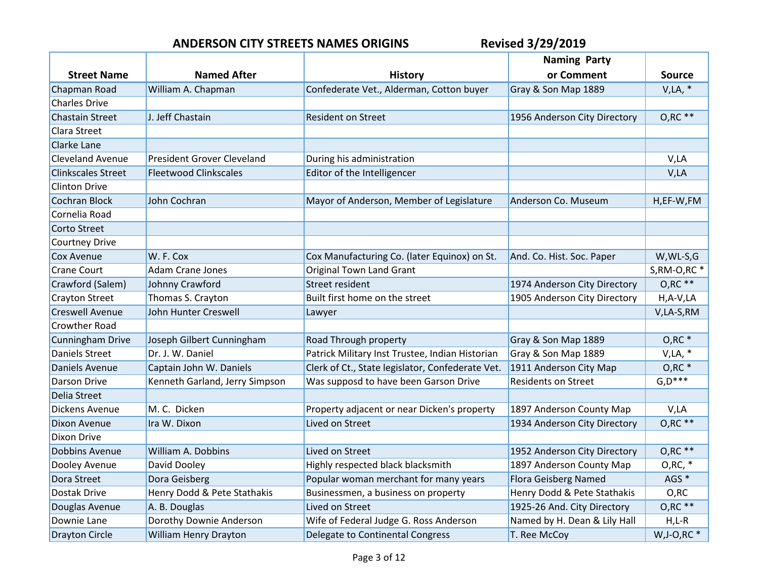## ANDERSON CITY STREETS NAMES ORIGINS Revised 3/29/2019

| Street Name | Named After | History | Naming Party or Comment | Source |
|---|---|---|---|---|
| Chapman Road | William A. Chapman | Confederate Vet., Alderman, Cotton buyer | Gray & Son Map 1889 | V,LA, * |
| Charles Drive | | | | |
| Chastain Street | J. Jeff Chastain | Resident on Street | 1956 Anderson City Directory | O,RC ** |
| Clara Street | | | | |
| Clarke Lane | | | | |
| Cleveland Avenue | President Grover Cleveland | During his administration | | V,LA |
| Clinkscales Street | Fleetwood Clinkscales | Editor of the Intelligencer | | V,LA |
| Clinton Drive | | | | |
| Cochran Block | John Cochran | Mayor of Anderson, Member of Legislature | Anderson Co. Museum | H,EF-W,FM |
| Cornelia Road | | | | |
| Corto Street | | | | |
| Courtney Drive | | | | |
| Cox Avenue | W. F. Cox | Cox Manufacturing Co. (later Equinox) on St. | And. Co. Hist. Soc. Paper | W,WL-S,G |
| Crane Court | Adam Crane Jones | Original Town Land Grant | | S,RM-O,RC * |
| Crawford (Salem) | Johnny Crawford | Street resident | 1974 Anderson City Directory | O,RC ** |
| Crayton Street | Thomas S. Crayton | Built first home on the street | 1905 Anderson City Directory | H,A-V,LA |
| Creswell Avenue | John Hunter Creswell | Lawyer | | V,LA-S,RM |
| Crowther Road | | | | |
| Cunningham Drive | Joseph Gilbert Cunningham | Road Through property | Gray & Son Map 1889 | O,RC * |
| Daniels Street | Dr. J. W. Daniel | Patrick Military Inst Trustee, Indian Historian | Gray & Son Map 1889 | V,LA, * |
| Daniels Avenue | Captain John W. Daniels | Clerk of Ct., State legislator, Confederate Vet. | 1911 Anderson City Map | O,RC * |
| Darson Drive | Kenneth Garland, Jerry Simpson | Was supposd to have been Garson Drive | Residents on Street | G,D*** |
| Delia Street | | | | |
| Dickens Avenue | M. C. Dicken | Property adjacent or near Dicken's property | 1897 Anderson County Map | V,LA |
| Dixon Avenue | Ira W. Dixon | Lived on Street | 1934 Anderson City Directory | O,RC ** |
| Dixon Drive | | | | |
| Dobbins Avenue | William A. Dobbins | Lived on Street | 1952 Anderson City Directory | O,RC ** |
| Dooley Avenue | David Dooley | Highly respected black blacksmith | 1897 Anderson County Map | O,RC, * |
| Dora Street | Dora Geisberg | Popular woman merchant for many years | Flora Geisberg Named | AGS * |
| Dostak Drive | Henry Dodd & Pete Stathakis | Businessmen, a business on property | Henry Dodd & Pete Stathakis | O,RC |
| Douglas Avenue | A. B. Douglas | Lived on Street | 1925-26 And. City Directory | O,RC ** |
| Downie Lane | Dorothy Downie Anderson | Wife of Federal Judge G. Ross Anderson | Named by H. Dean & Lily Hall | H,L-R |
| Drayton Circle | William Henry Drayton | Delegate to Continental Congress | T. Ree McCoy | W,J-O,RC * |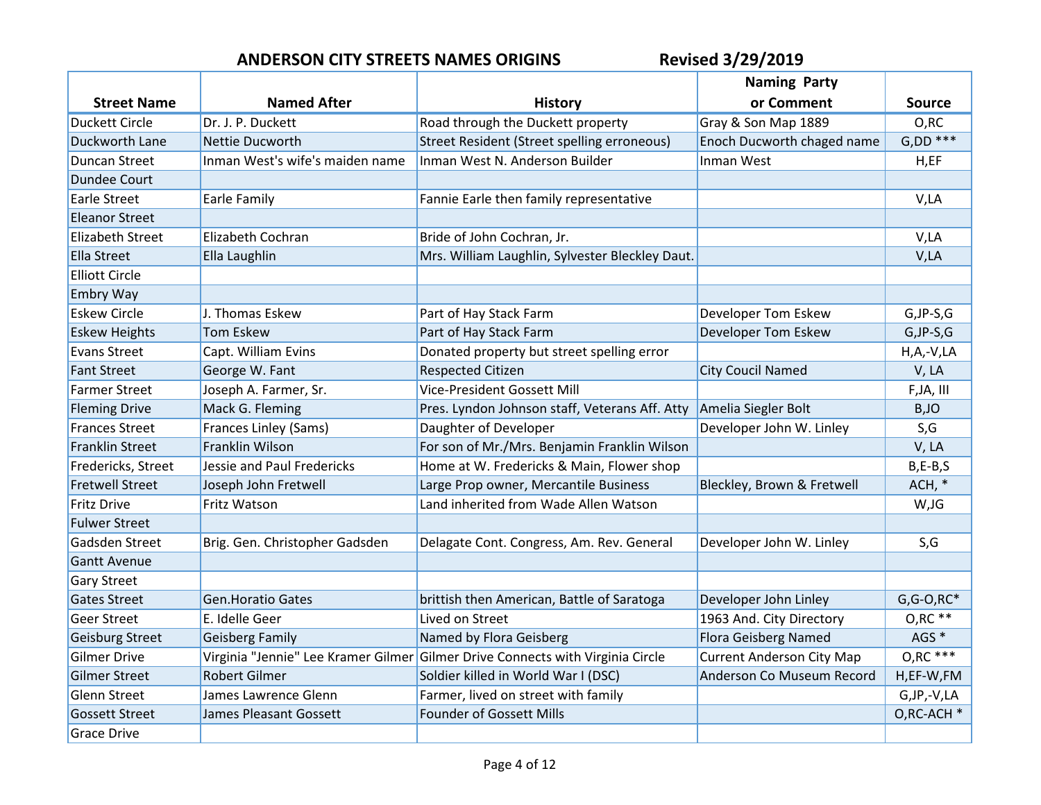**ANDERSON CITY STREETS NAMES ORIGINS** **Revised 3/29/2019**

| Street Name | Named After | History | Naming Party or Comment | Source |
|---|---|---|---|---|
| Duckett Circle | Dr. J. P. Duckett | Road through the Duckett property | Gray & Son Map 1889 | O,RC |
| Duckworth Lane | Nettie Ducworth | Street Resident (Street spelling erroneous) | Enoch Ducworth chaged name | G,DD *** |
| Duncan Street | Inman West's wife's maiden name | Inman West N. Anderson Builder | Inman West | H,EF |
| Dundee Court | | | | |
| Earle Street | Earle Family | Fannie Earle then family representative | | V,LA |
| Eleanor Street | | | | |
| Elizabeth Street | Elizabeth Cochran | Bride of John Cochran, Jr. | | V,LA |
| Ella Street | Ella Laughlin | Mrs. William Laughlin, Sylvester Bleckley Daut. | | V,LA |
| Elliott Circle | | | | |
| Embry Way | | | | |
| Eskew Circle | J. Thomas Eskew | Part of Hay Stack Farm | Developer Tom Eskew | G,JP-S,G |
| Eskew Heights | Tom Eskew | Part of Hay Stack Farm | Developer Tom Eskew | G,JP-S,G |
| Evans Street | Capt. William Evins | Donated property but street spelling error | | H,A,-V,LA |
| Fant Street | George W. Fant | Respected Citizen | City Coucil Named | V, LA |
| Farmer Street | Joseph A. Farmer, Sr. | Vice-President Gossett Mill | | F,JA, III |
| Fleming Drive | Mack G. Fleming | Pres. Lyndon Johnson staff, Veterans Aff. Atty | Amelia Siegler Bolt | B,JO |
| Frances Street | Frances Linley (Sams) | Daughter of Developer | Developer John W. Linley | S,G |
| Franklin Street | Franklin Wilson | For son of Mr./Mrs. Benjamin Franklin Wilson | | V, LA |
| Fredericks, Street | Jessie and Paul Fredericks | Home at W. Fredericks & Main, Flower shop | | B,E-B,S |
| Fretwell Street | Joseph John Fretwell | Large Prop owner, Mercantile Business | Bleckley, Brown & Fretwell | ACH, * |
| Fritz Drive | Fritz Watson | Land inherited from Wade Allen Watson | | W,JG |
| Fulwer Street | | | | |
| Gadsden Street | Brig. Gen. Christopher Gadsden | Delagate Cont. Congress, Am. Rev. General | Developer John W. Linley | S,G |
| Gantt Avenue | | | | |
| Gary Street | | | | |
| Gates Street | Gen.Horatio Gates | brittish then American, Battle of Saratoga | Developer John Linley | G,G-O,RC* |
| Geer Street | E. Idelle Geer | Lived on Street | 1963 And. City Directory | O,RC ** |
| Geisburg Street | Geisberg Family | Named by Flora Geisberg | Flora Geisberg Named | AGS * |
| Gilmer Drive | Virginia "Jennie" Lee Kramer Gilmer | Gilmer Drive Connects with Virginia Circle | Current Anderson City Map | O,RC *** |
| Gilmer Street | Robert Gilmer | Soldier killed in World War I (DSC) | Anderson Co Museum Record | H,EF-W,FM |
| Glenn Street | James Lawrence Glenn | Farmer, lived on street with family | | G,JP,-V,LA |
| Gossett Street | James Pleasant Gossett | Founder of Gossett Mills | | O,RC-ACH * |
| Grace Drive | | | | |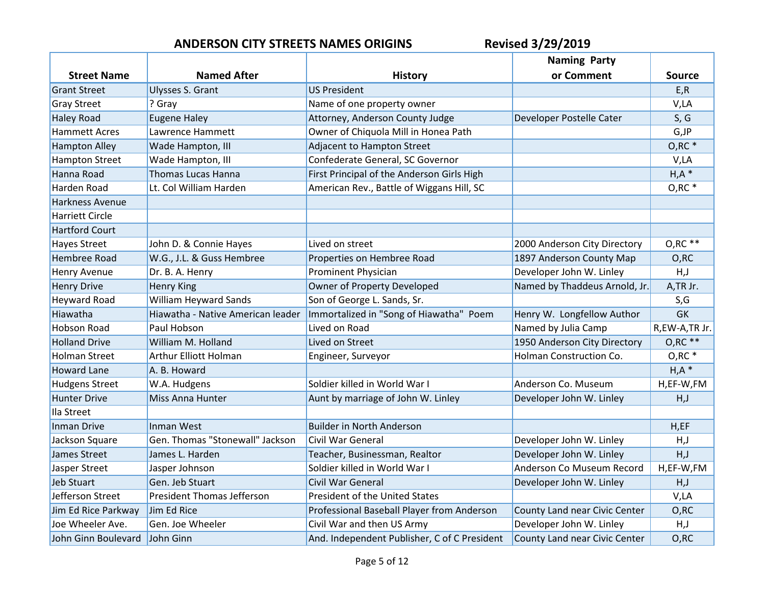## ANDERSON CITY STREETS NAMES ORIGINS　　Revised 3/29/2019

| Street Name | Named After | History | Naming Party or Comment | Source |
|---|---|---|---|---|
| Grant Street | Ulysses S. Grant | US President | | E,R |
| Gray Street | ? Gray | Name of one property owner | | V,LA |
| Haley Road | Eugene Haley | Attorney, Anderson County Judge | Developer Postelle Cater | S, G |
| Hammett Acres | Lawrence Hammett | Owner of Chiquola Mill in Honea Path | | G,JP |
| Hampton Alley | Wade Hampton, III | Adjacent to Hampton Street | | O,RC * |
| Hampton Street | Wade Hampton, III | Confederate General, SC Governor | | V,LA |
| Hanna Road | Thomas Lucas Hanna | First Principal of the Anderson Girls High | | H,A * |
| Harden Road | Lt. Col William Harden | American Rev., Battle of Wiggans Hill, SC | | O,RC * |
| Harkness Avenue | | | | |
| Harriett Circle | | | | |
| Hartford Court | | | | |
| Hayes Street | John D. & Connie Hayes | Lived on street | 2000 Anderson City Directory | O,RC ** |
| Hembree Road | W.G., J.L. & Guss Hembree | Properties on Hembree Road | 1897 Anderson County Map | O,RC |
| Henry Avenue | Dr. B. A. Henry | Prominent Physician | Developer John W. Linley | H,J |
| Henry Drive | Henry King | Owner of Property Developed | Named by Thaddeus Arnold, Jr. | A,TR Jr. |
| Heyward Road | William Heyward Sands | Son of George L. Sands, Sr. | | S,G |
| Hiawatha | Hiawatha - Native American leader | Immortalized in "Song of Hiawatha" Poem | Henry W. Longfellow Author | GK |
| Hobson Road | Paul Hobson | Lived on Road | Named by Julia Camp | R,EW-A,TR Jr. |
| Holland Drive | William M. Holland | Lived on Street | 1950 Anderson City Directory | O,RC ** |
| Holman Street | Arthur Elliott Holman | Engineer, Surveyor | Holman Construction Co. | O,RC * |
| Howard Lane | A. B. Howard | | | H,A * |
| Hudgens Street | W.A. Hudgens | Soldier killed in World War I | Anderson Co. Museum | H,EF-W,FM |
| Hunter Drive | Miss Anna Hunter | Aunt by marriage of John W. Linley | Developer John W. Linley | H,J |
| Ila Street | | | | |
| Inman Drive | Inman West | Builder in North Anderson | | H,EF |
| Jackson Square | Gen. Thomas "Stonewall" Jackson | Civil War General | Developer John W. Linley | H,J |
| James Street | James L. Harden | Teacher, Businessman, Realtor | Developer John W. Linley | H,J |
| Jasper Street | Jasper Johnson | Soldier killed in World War I | Anderson Co Museum Record | H,EF-W,FM |
| Jeb Stuart | Gen. Jeb Stuart | Civil War General | Developer John W. Linley | H,J |
| Jefferson Street | President Thomas Jefferson | President of the United States | | V,LA |
| Jim Ed Rice Parkway | Jim Ed Rice | Professional Baseball Player from Anderson | County Land near Civic Center | O,RC |
| Joe Wheeler Ave. | Gen. Joe Wheeler | Civil War and then US Army | Developer John W. Linley | H,J |
| John Ginn Boulevard | John Ginn | And. Independent Publisher, C of C President | County Land near Civic Center | O,RC |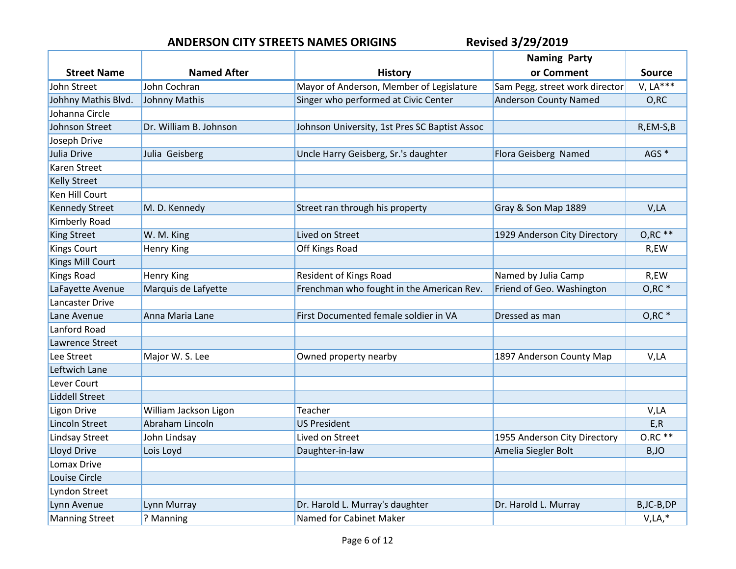## ANDERSON CITY STREETS NAMES ORIGINS &nbsp;&nbsp;&nbsp;&nbsp;&nbsp;&nbsp; Revised 3/29/2019

| Street Name | Named After | History | Naming Party or Comment | Source |
|---|---|---|---|---|
| John Street | John Cochran | Mayor of Anderson, Member of Legislature | Sam Pegg, street work director | V, LA*** |
| Johhny Mathis Blvd. | Johnny Mathis | Singer who performed at Civic Center | Anderson County Named | O,RC |
| Johanna Circle | | | | |
| Johnson Street | Dr. William B. Johnson | Johnson University, 1st Pres SC Baptist Assoc | | R,EM-S,B |
| Joseph Drive | | | | |
| Julia Drive | Julia Geisberg | Uncle Harry Geisberg, Sr.'s daughter | Flora Geisberg Named | AGS * |
| Karen Street | | | | |
| Kelly Street | | | | |
| Ken Hill Court | | | | |
| Kennedy Street | M. D. Kennedy | Street ran through his property | Gray & Son Map 1889 | V,LA |
| Kimberly Road | | | | |
| King Street | W. M. King | Lived on Street | 1929 Anderson City Directory | O,RC ** |
| Kings Court | Henry King | Off Kings Road | | R,EW |
| Kings Mill Court | | | | |
| Kings Road | Henry King | Resident of Kings Road | Named by Julia Camp | R,EW |
| LaFayette Avenue | Marquis de Lafayette | Frenchman who fought in the American Rev. | Friend of Geo. Washington | O,RC * |
| Lancaster Drive | | | | |
| Lane Avenue | Anna Maria Lane | First Documented female soldier in VA | Dressed as man | O,RC * |
| Lanford Road | | | | |
| Lawrence Street | | | | |
| Lee Street | Major W. S. Lee | Owned property nearby | 1897 Anderson County Map | V,LA |
| Leftwich Lane | | | | |
| Lever Court | | | | |
| Liddell Street | | | | |
| Ligon Drive | William Jackson Ligon | Teacher | | V,LA |
| Lincoln Street | Abraham Lincoln | US President | | E,R |
| Lindsay Street | John Lindsay | Lived on Street | 1955 Anderson City Directory | O.RC ** |
| Lloyd Drive | Lois Loyd | Daughter-in-law | Amelia Siegler Bolt | B,JO |
| Lomax Drive | | | | |
| Louise Circle | | | | |
| Lyndon Street | | | | |
| Lynn Avenue | Lynn Murray | Dr. Harold L. Murray's daughter | Dr. Harold L. Murray | B,JC-B,DP |
| Manning Street | ? Manning | Named for Cabinet Maker | | V,LA,* |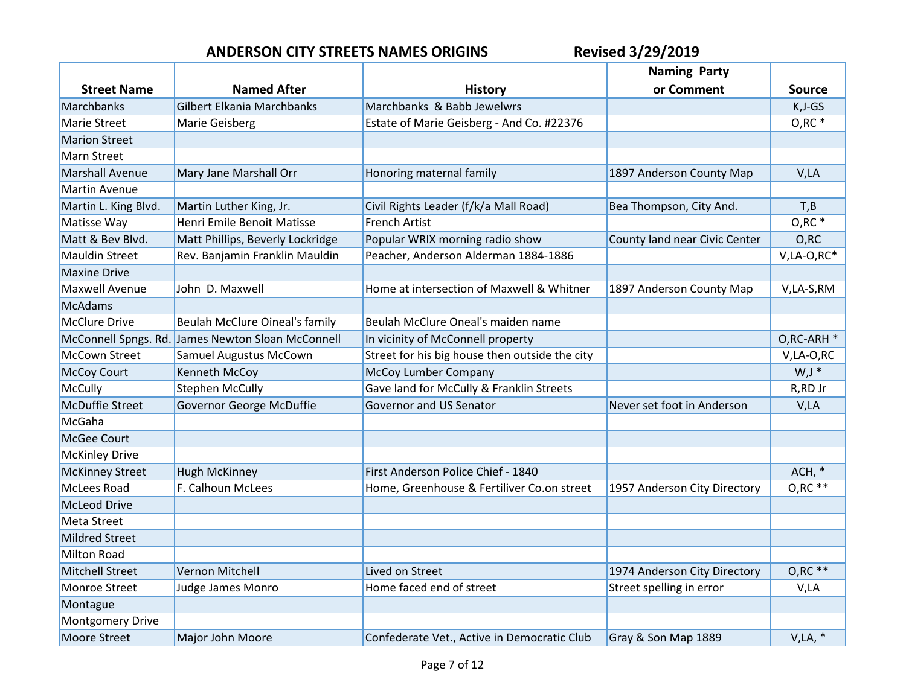# ANDERSON CITY STREETS NAMES ORIGINS

Revised 3/29/2019

| Street Name | Named After | History | Naming Party or Comment | Source |
|---|---|---|---|---|
| Marchbanks | Gilbert Elkania Marchbanks | Marchbanks & Babb Jewelwrs | | K,J-GS |
| Marie Street | Marie Geisberg | Estate of Marie Geisberg - And Co. #22376 | | O,RC * |
| Marion Street | | | | |
| Marn Street | | | | |
| Marshall Avenue | Mary Jane Marshall Orr | Honoring maternal family | 1897 Anderson County Map | V,LA |
| Martin Avenue | | | | |
| Martin L. King Blvd. | Martin Luther King, Jr. | Civil Rights Leader (f/k/a Mall Road) | Bea Thompson, City And. | T,B |
| Matisse Way | Henri Emile Benoit Matisse | French Artist | | O,RC * |
| Matt & Bev Blvd. | Matt Phillips, Beverly Lockridge | Popular WRIX morning radio show | County land near Civic Center | O,RC |
| Mauldin Street | Rev. Banjamin Franklin Mauldin | Peacher, Anderson Alderman 1884-1886 | | V,LA-O,RC* |
| Maxine Drive | | | | |
| Maxwell Avenue | John D. Maxwell | Home at intersection of Maxwell & Whitner | 1897 Anderson County Map | V,LA-S,RM |
| McAdams | | | | |
| McClure Drive | Beulah McClure Oineal's family | Beulah McClure Oneal's maiden name | | |
| McConnell Spngs. Rd. | James Newton Sloan McConnell | In vicinity of McConnell property | | O,RC-ARH * |
| McCown Street | Samuel Augustus McCown | Street for his big house then outside the city | | V,LA-O,RC |
| McCoy Court | Kenneth McCoy | McCoy Lumber Company | | W,J * |
| McCully | Stephen McCully | Gave land for McCully & Franklin Streets | | R,RD Jr |
| McDuffie Street | Governor George McDuffie | Governor and US Senator | Never set foot in Anderson | V,LA |
| McGaha | | | | |
| McGee Court | | | | |
| McKinley Drive | | | | |
| McKinney Street | Hugh McKinney | First Anderson Police Chief - 1840 | | ACH, * |
| McLees Road | F. Calhoun McLees | Home, Greenhouse & Fertiliver Co.on street | 1957 Anderson City Directory | O,RC ** |
| McLeod Drive | | | | |
| Meta Street | | | | |
| Mildred Street | | | | |
| Milton Road | | | | |
| Mitchell Street | Vernon Mitchell | Lived on Street | 1974 Anderson City Directory | O,RC ** |
| Monroe Street | Judge James Monro | Home faced end of street | Street spelling in error | V,LA |
| Montague | | | | |
| Montgomery Drive | | | | |
| Moore Street | Major John Moore | Confederate Vet., Active in Democratic Club | Gray & Son Map 1889 | V,LA, * |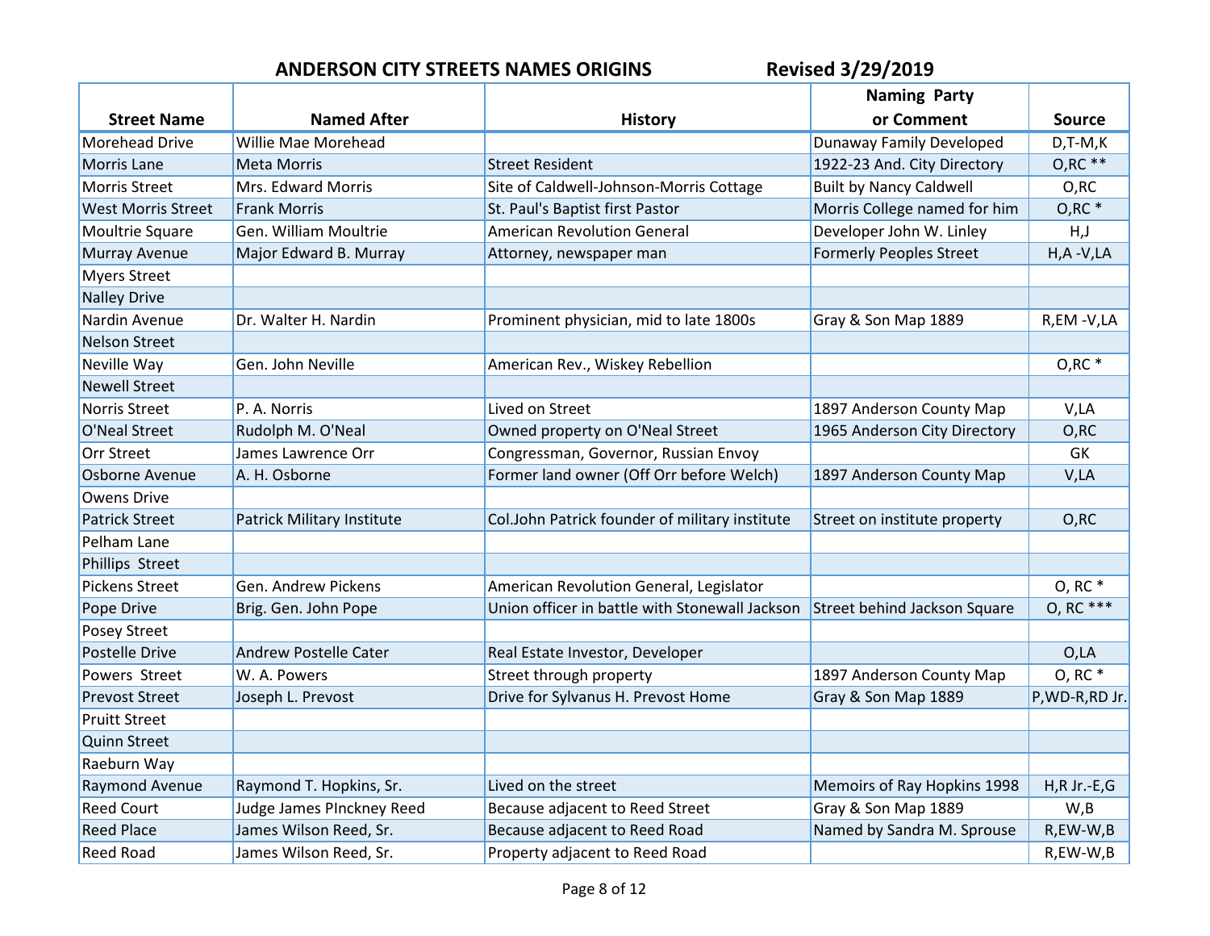**ANDERSON CITY STREETS NAMES ORIGINS** **Revised 3/29/2019**

| Street Name | Named After | History | Naming Party or Comment | Source |
|---|---|---|---|---|
| Morehead Drive | Willie Mae Morehead | | Dunaway Family Developed | D,T-M,K |
| Morris Lane | Meta Morris | Street Resident | 1922-23 And. City Directory | O,RC ** |
| Morris Street | Mrs. Edward Morris | Site of Caldwell-Johnson-Morris Cottage | Built by Nancy Caldwell | O,RC |
| West Morris Street | Frank Morris | St. Paul's Baptist first Pastor | Morris College named for him | O,RC * |
| Moultrie Square | Gen. William Moultrie | American Revolution General | Developer John W. Linley | H,J |
| Murray Avenue | Major Edward B. Murray | Attorney, newspaper man | Formerly Peoples Street | H,A -V,LA |
| Myers Street | | | | |
| Nalley Drive | | | | |
| Nardin Avenue | Dr. Walter H. Nardin | Prominent physician, mid to late 1800s | Gray & Son Map 1889 | R,EM -V,LA |
| Nelson Street | | | | |
| Neville Way | Gen. John Neville | American Rev., Wiskey Rebellion | | O,RC * |
| Newell Street | | | | |
| Norris Street | P. A. Norris | Lived on Street | 1897 Anderson County Map | V,LA |
| O'Neal Street | Rudolph M. O'Neal | Owned property on O'Neal Street | 1965 Anderson City Directory | O,RC |
| Orr Street | James Lawrence Orr | Congressman, Governor, Russian Envoy | | GK |
| Osborne Avenue | A. H. Osborne | Former land owner (Off Orr before Welch) | 1897 Anderson County Map | V,LA |
| Owens Drive | | | | |
| Patrick Street | Patrick Military Institute | Col.John Patrick founder of military institute | Street on institute property | O,RC |
| Pelham Lane | | | | |
| Phillips Street | | | | |
| Pickens Street | Gen. Andrew Pickens | American Revolution General, Legislator | | O, RC * |
| Pope Drive | Brig. Gen. John Pope | Union officer in battle with Stonewall Jackson | Street behind Jackson Square | O, RC *** |
| Posey Street | | | | |
| Postelle Drive | Andrew Postelle Cater | Real Estate Investor, Developer | | O,LA |
| Powers Street | W. A. Powers | Street through property | 1897 Anderson County Map | O, RC * |
| Prevost Street | Joseph L. Prevost | Drive for Sylvanus H. Prevost Home | Gray & Son Map 1889 | P,WD-R,RD Jr. |
| Pruitt Street | | | | |
| Quinn Street | | | | |
| Raeburn Way | | | | |
| Raymond Avenue | Raymond T. Hopkins, Sr. | Lived on the street | Memoirs of Ray Hopkins 1998 | H,R Jr.-E,G |
| Reed Court | Judge James PInckney Reed | Because adjacent to Reed Street | Gray & Son Map 1889 | W,B |
| Reed Place | James Wilson Reed, Sr. | Because adjacent to Reed Road | Named by Sandra M. Sprouse | R,EW-W,B |
| Reed Road | James Wilson Reed, Sr. | Property adjacent to Reed Road | | R,EW-W,B |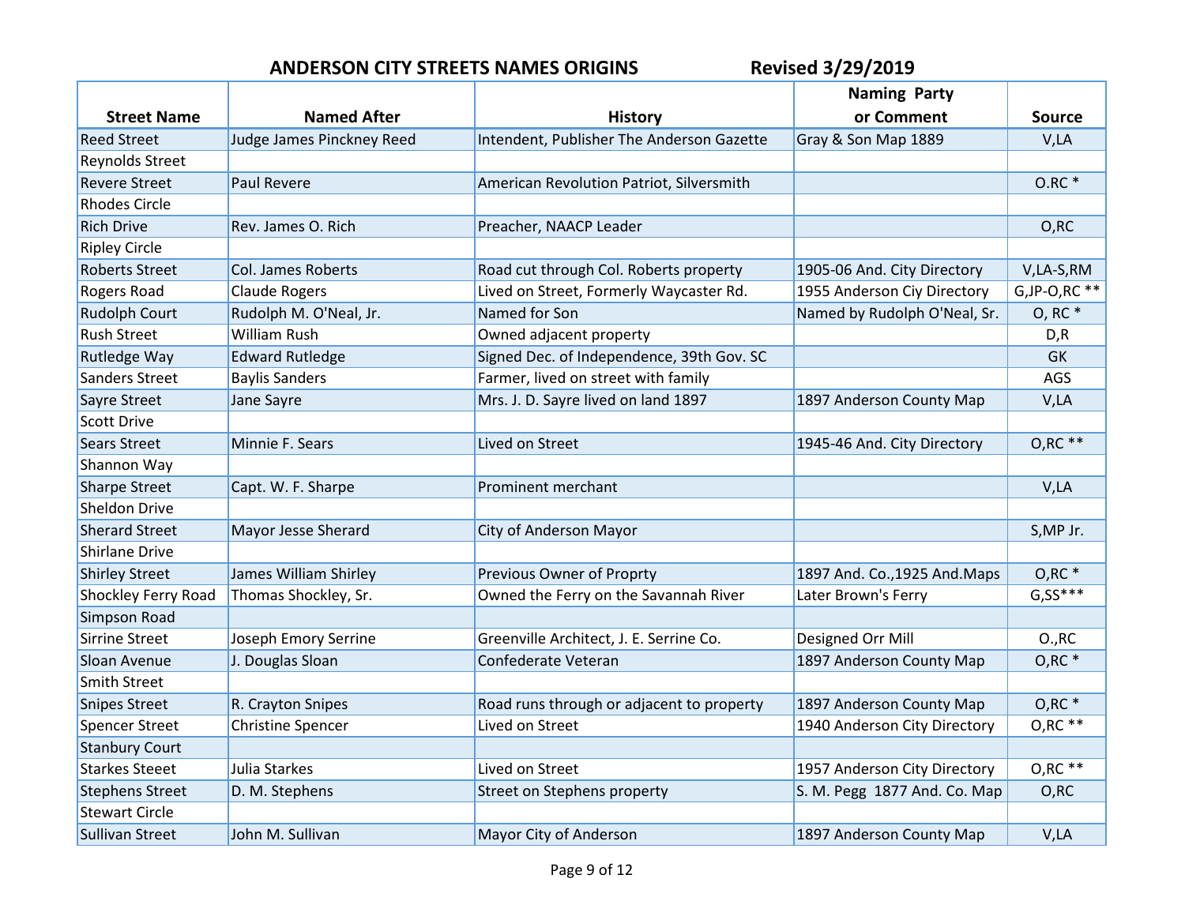## ANDERSON CITY STREETS NAMES ORIGINS — Revised 3/29/2019

| Street Name | Named After | History | Naming Party or Comment | Source |
|---|---|---|---|---|
| Reed Street | Judge James Pinckney Reed | Intendent, Publisher The Anderson Gazette | Gray & Son Map 1889 | V,LA |
| Reynolds Street | | | | |
| Revere Street | Paul Revere | American Revolution Patriot, Silversmith | | O.RC * |
| Rhodes Circle | | | | |
| Rich Drive | Rev. James O. Rich | Preacher, NAACP Leader | | O,RC |
| Ripley Circle | | | | |
| Roberts Street | Col. James Roberts | Road cut through Col. Roberts property | 1905-06 And. City Directory | V,LA-S,RM |
| Rogers Road | Claude Rogers | Lived on Street, Formerly Waycaster Rd. | 1955 Anderson Ciy Directory | G,JP-O,RC ** |
| Rudolph Court | Rudolph M. O'Neal, Jr. | Named for Son | Named by Rudolph O'Neal, Sr. | O, RC * |
| Rush Street | William Rush | Owned adjacent property | | D,R |
| Rutledge Way | Edward Rutledge | Signed Dec. of Independence, 39th Gov. SC | | GK |
| Sanders Street | Baylis Sanders | Farmer, lived on street with family | | AGS |
| Sayre Street | Jane Sayre | Mrs. J. D. Sayre lived on land 1897 | 1897 Anderson County Map | V,LA |
| Scott Drive | | | | |
| Sears Street | Minnie F. Sears | Lived on Street | 1945-46 And. City Directory | O,RC ** |
| Shannon Way | | | | |
| Sharpe Street | Capt. W. F. Sharpe | Prominent merchant | | V,LA |
| Sheldon Drive | | | | |
| Sherard Street | Mayor Jesse Sherard | City of Anderson Mayor | | S,MP Jr. |
| Shirlane Drive | | | | |
| Shirley Street | James William Shirley | Previous Owner of Proprty | 1897 And. Co.,1925 And.Maps | O,RC * |
| Shockley Ferry Road | Thomas Shockley, Sr. | Owned the Ferry on the Savannah River | Later Brown's Ferry | G,SS*** |
| Simpson Road | | | | |
| Sirrine Street | Joseph Emory Serrine | Greenville Architect, J. E. Serrine Co. | Designed Orr Mill | O.,RC |
| Sloan Avenue | J. Douglas Sloan | Confederate Veteran | 1897 Anderson County Map | O,RC * |
| Smith Street | | | | |
| Snipes Street | R. Crayton Snipes | Road runs through or adjacent to property | 1897 Anderson County Map | O,RC * |
| Spencer Street | Christine Spencer | Lived on Street | 1940 Anderson City Directory | O,RC ** |
| Stanbury Court | | | | |
| Starkes Steeet | Julia Starkes | Lived on Street | 1957 Anderson City Directory | O,RC ** |
| Stephens Street | D. M. Stephens | Street on Stephens property | S. M. Pegg 1877 And. Co. Map | O,RC |
| Stewart Circle | | | | |
| Sullivan Street | John M. Sullivan | Mayor City of Anderson | 1897 Anderson County Map | V,LA |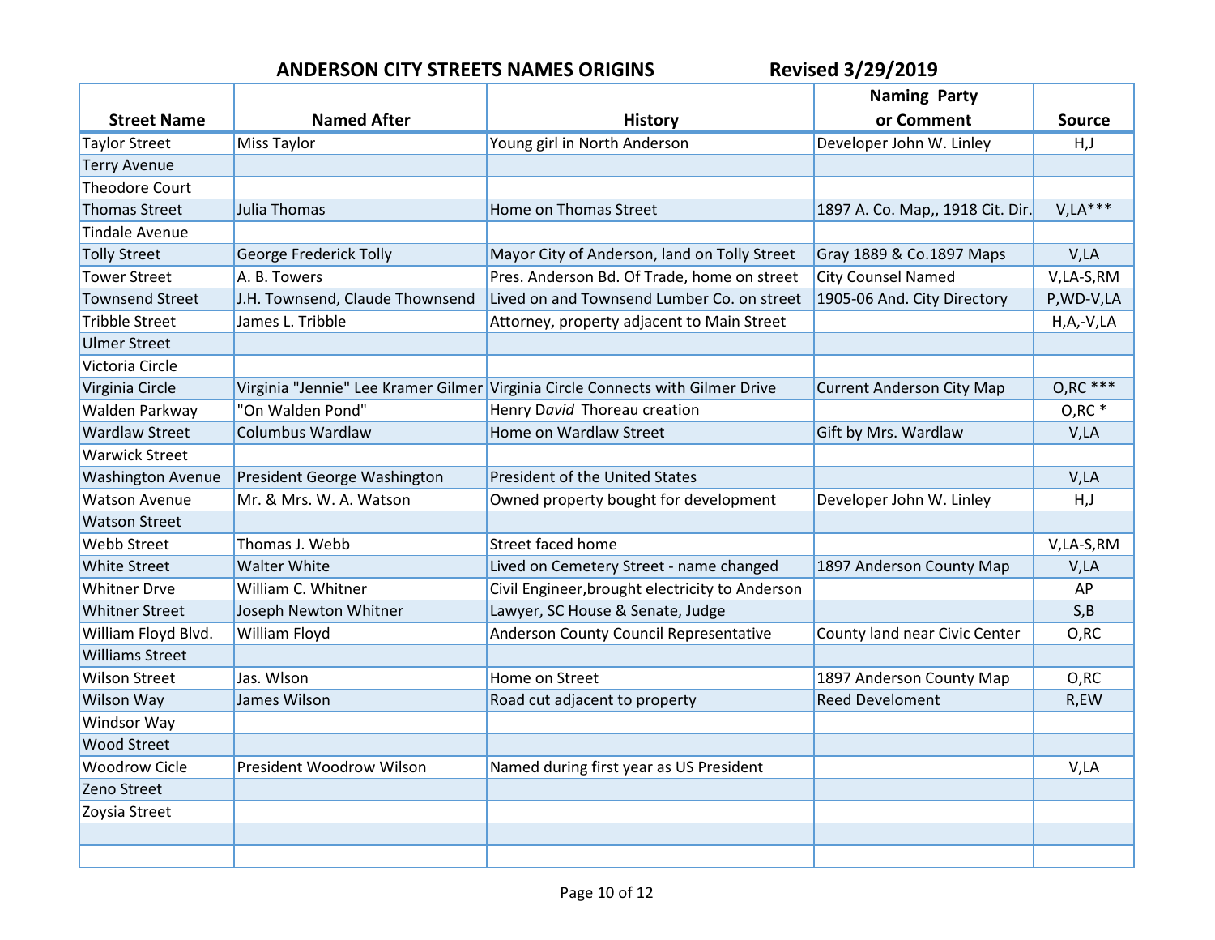## ANDERSON CITY STREETS NAMES ORIGINS Revised 3/29/2019

| Street Name | Named After | History | Naming Party or Comment | Source |
|---|---|---|---|---|
| Taylor Street | Miss Taylor | Young girl in North Anderson | Developer John W. Linley | H,J |
| Terry Avenue | | | | |
| Theodore Court | | | | |
| Thomas Street | Julia Thomas | Home on Thomas Street | 1897 A. Co. Map,, 1918 Cit. Dir. | V,LA*** |
| Tindale Avenue | | | | |
| Tolly Street | George Frederick Tolly | Mayor City of Anderson, land on Tolly Street | Gray 1889 & Co.1897 Maps | V,LA |
| Tower Street | A. B. Towers | Pres. Anderson Bd. Of Trade, home on street | City Counsel Named | V,LA-S,RM |
| Townsend Street | J.H. Townsend, Claude Thownsend | Lived on and Townsend Lumber Co. on street | 1905-06 And. City Directory | P,WD-V,LA |
| Tribble Street | James L. Tribble | Attorney, property adjacent to Main Street | | H,A,-V,LA |
| Ulmer Street | | | | |
| Victoria Circle | | | | |
| Virginia Circle | Virginia "Jennie" Lee Kramer Gilmer | Virginia Circle Connects with Gilmer Drive | Current Anderson City Map | O,RC *** |
| Walden Parkway | "On Walden Pond" | Henry D*avid* Thoreau creation | | O,RC * |
| Wardlaw Street | Columbus Wardlaw | Home on Wardlaw Street | Gift by Mrs. Wardlaw | V,LA |
| Warwick Street | | | | |
| Washington Avenue | President George Washington | President of the United States | | V,LA |
| Watson Avenue | Mr. & Mrs. W. A. Watson | Owned property bought for development | Developer John W. Linley | H,J |
| Watson Street | | | | |
| Webb Street | Thomas J. Webb | Street faced home | | V,LA-S,RM |
| White Street | Walter White | Lived on Cemetery Street - name changed | 1897 Anderson County Map | V,LA |
| Whitner Drve | William C. Whitner | Civil Engineer,brought electricity to Anderson | | AP |
| Whitner Street | Joseph Newton Whitner | Lawyer, SC House & Senate, Judge | | S,B |
| William Floyd Blvd. | William Floyd | Anderson County Council Representative | County land near Civic Center | O,RC |
| Williams Street | | | | |
| Wilson Street | Jas. Wlson | Home on Street | 1897 Anderson County Map | O,RC |
| Wilson Way | James Wilson | Road cut adjacent to property | Reed Develoment | R,EW |
| Windsor Way | | | | |
| Wood Street | | | | |
| Woodrow Cicle | President Woodrow Wilson | Named during first year as US President | | V,LA |
| Zeno Street | | | | |
| Zoysia Street | | | | |
| | | | | |
| | | | | |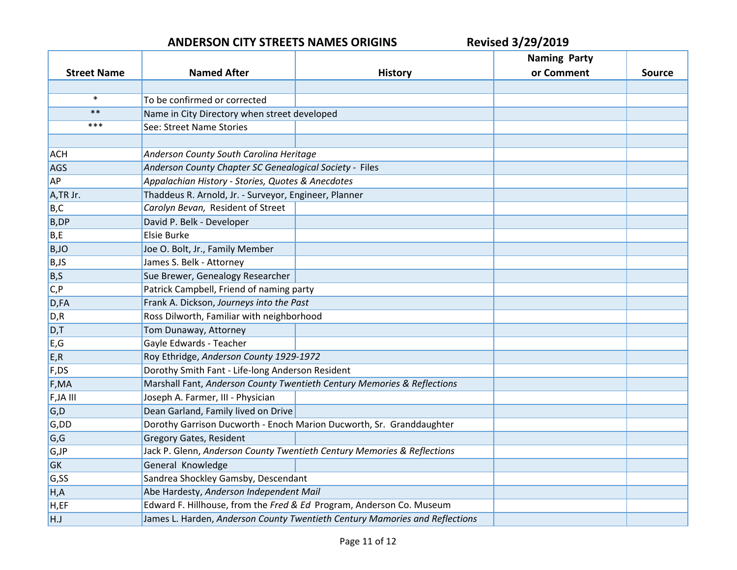## ANDERSON CITY STREETS NAMES ORIGINS

**Revised 3/29/2019**

| Street Name | Named After | History | Naming Party or Comment | Source |
|---|---|---|---|---|
| | | | | |
| * | To be confirmed or corrected | | | |
| ** | Name in City Directory when street developed | | | |
| *** | See: Street Name Stories | | | |
| | | | | |
| ACH | *Anderson County South Carolina Heritage* | | | |
| AGS | *Anderson County Chapter SC Genealogical Society* - Files | | | |
| AP | *Appalachian History - Stories, Quotes & Anecdotes* | | | |
| A,TR Jr. | Thaddeus R. Arnold, Jr. - Surveyor, Engineer, Planner | | | |
| B,C | *Carolyn Bevan,* Resident of Street | | | |
| B,DP | David P. Belk - Developer | | | |
| B,E | Elsie Burke | | | |
| B,JO | Joe O. Bolt, Jr., Family Member | | | |
| B,JS | James S. Belk - Attorney | | | |
| B,S | Sue Brewer, Genealogy Researcher | | | |
| C,P | Patrick Campbell, Friend of naming party | | | |
| D,FA | Frank A. Dickson, *Journeys into the Past* | | | |
| D,R | Ross Dilworth, Familiar with neighborhood | | | |
| D,T | Tom Dunaway, Attorney | | | |
| E,G | Gayle Edwards - Teacher | | | |
| E,R | Roy Ethridge, *Anderson County 1929-1972* | | | |
| F,DS | Dorothy Smith Fant - Life-long Anderson Resident | | | |
| F,MA | Marshall Fant, *Anderson County Twentieth Century Memories & Reflections* | | | |
| F,JA III | Joseph A. Farmer, III - Physician | | | |
| G,D | Dean Garland, Family lived on Drive | | | |
| G,DD | Dorothy Garrison Ducworth - Enoch Marion Ducworth, Sr. Granddaughter | | | |
| G,G | Gregory Gates, Resident | | | |
| G,JP | Jack P. Glenn, *Anderson County Twentieth Century Memories & Reflections* | | | |
| GK | General Knowledge | | | |
| G,SS | Sandrea Shockley Gamsby, Descendant | | | |
| H,A | Abe Hardesty, *Anderson Independent Mail* | | | |
| H,EF | Edward F. Hillhouse, from the *Fred & Ed* Program, Anderson Co. Museum | | | |
| H.J | James L. Harden, *Anderson County Twentieth Century Mamories and Reflections* | | | |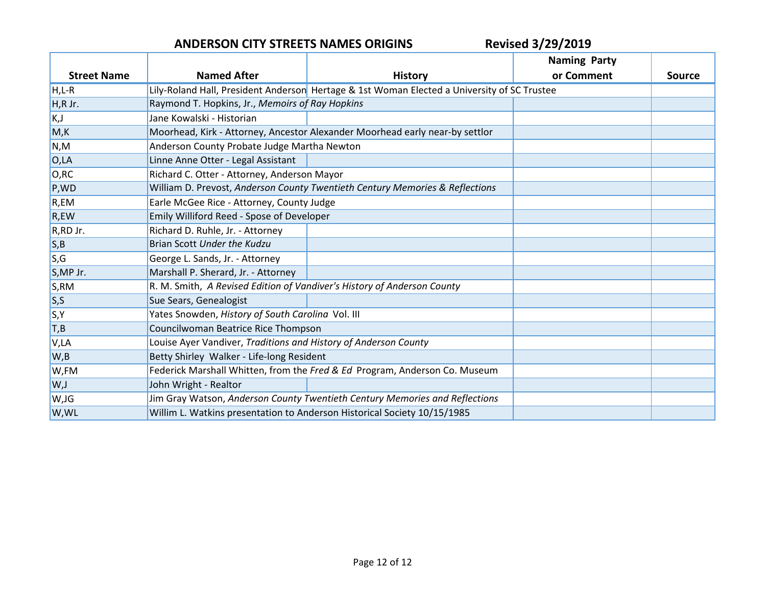# ANDERSON CITY STREETS NAMES ORIGINS

Revised 3/29/2019

| Street Name | Named After | History | Naming Party or Comment | Source |
|---|---|---|---|---|
| H,L-R | Lily-Roland Hall, President Anderson | Hertage & 1st Woman Elected a University of SC Trustee | | |
| H,R Jr. | Raymond T. Hopkins, Jr., *Memoirs of Ray Hopkins* | | | |
| K,J | Jane Kowalski - Historian | | | |
| M,K | Moorhead, Kirk - Attorney, Ancestor Alexander Moorhead early near-by settlor | | | |
| N,M | Anderson County Probate Judge Martha Newton | | | |
| O,LA | Linne Anne Otter - Legal Assistant | | | |
| O,RC | Richard C. Otter - Attorney, Anderson Mayor | | | |
| P,WD | William D. Prevost, *Anderson County Twentieth Century Memories & Reflections* | | | |
| R,EM | Earle McGee Rice - Attorney, County Judge | | | |
| R,EW | Emily Williford Reed - Spose of Developer | | | |
| R,RD Jr. | Richard D. Ruhle, Jr. - Attorney | | | |
| S,B | Brian Scott *Under the Kudzu* | | | |
| S,G | George L. Sands, Jr. - Attorney | | | |
| S,MP Jr. | Marshall P. Sherard, Jr. - Attorney | | | |
| S,RM | R. M. Smith, *A Revised Edition of Vandiver's History of Anderson County* | | | |
| S,S | Sue Sears, Genealogist | | | |
| S,Y | Yates Snowden, *History of South Carolina* Vol. III | | | |
| T,B | Councilwoman Beatrice Rice Thompson | | | |
| V,LA | Louise Ayer Vandiver, *Traditions and History of Anderson County* | | | |
| W,B | Betty Shirley Walker - Life-long Resident | | | |
| W,FM | Federick Marshall Whitten, from the *Fred & Ed* Program, Anderson Co. Museum | | | |
| W,J | John Wright - Realtor | | | |
| W,JG | Jim Gray Watson, *Anderson County Twentieth Century Memories and Reflections* | | | |
| W,WL | Willim L. Watkins presentation to Anderson Historical Society 10/15/1985 | | | |